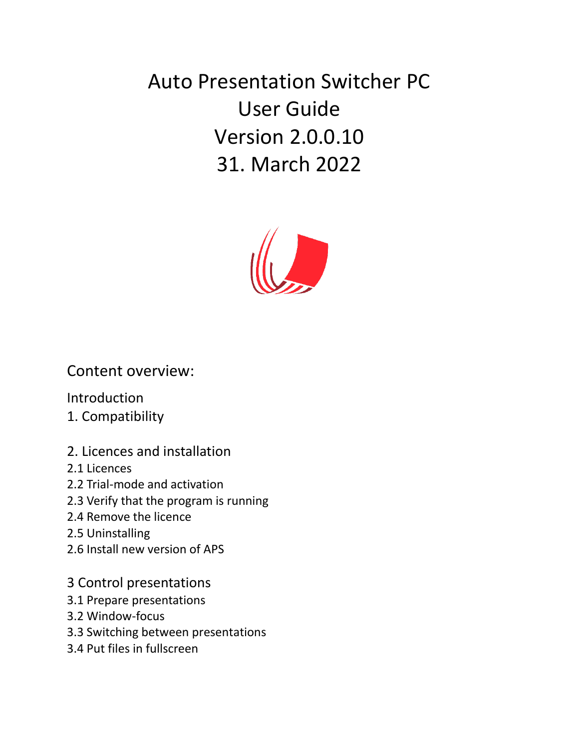# Auto Presentation Switcher PC
# User Guide
# Version 2.0.0.10
# 31. March 2022

## Content overview:

Introduction

1. Compatibility

2. Licences and installation
   - 2.1 Licences
   - 2.2 Trial-mode and activation
   - 2.3 Verify that the program is running
   - 2.4 Remove the licence
   - 2.5 Uninstalling
   - 2.6 Install new version of APS

3 Control presentations
   - 3.1 Prepare presentations
   - 3.2 Window-focus
   - 3.3 Switching between presentations
   - 3.4 Put files in fullscreen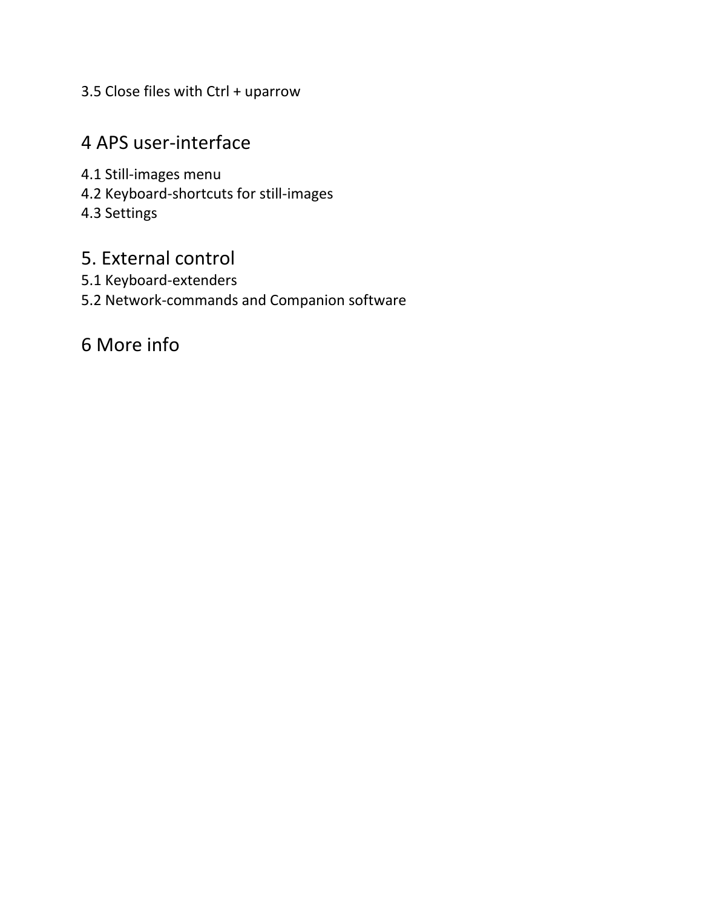3.5 Close files with Ctrl + uparrow

## 4 APS user-interface

4.1 Still-images menu
4.2 Keyboard-shortcuts for still-images
4.3 Settings

## 5. External control

5.1 Keyboard-extenders
5.2 Network-commands and Companion software

## 6 More info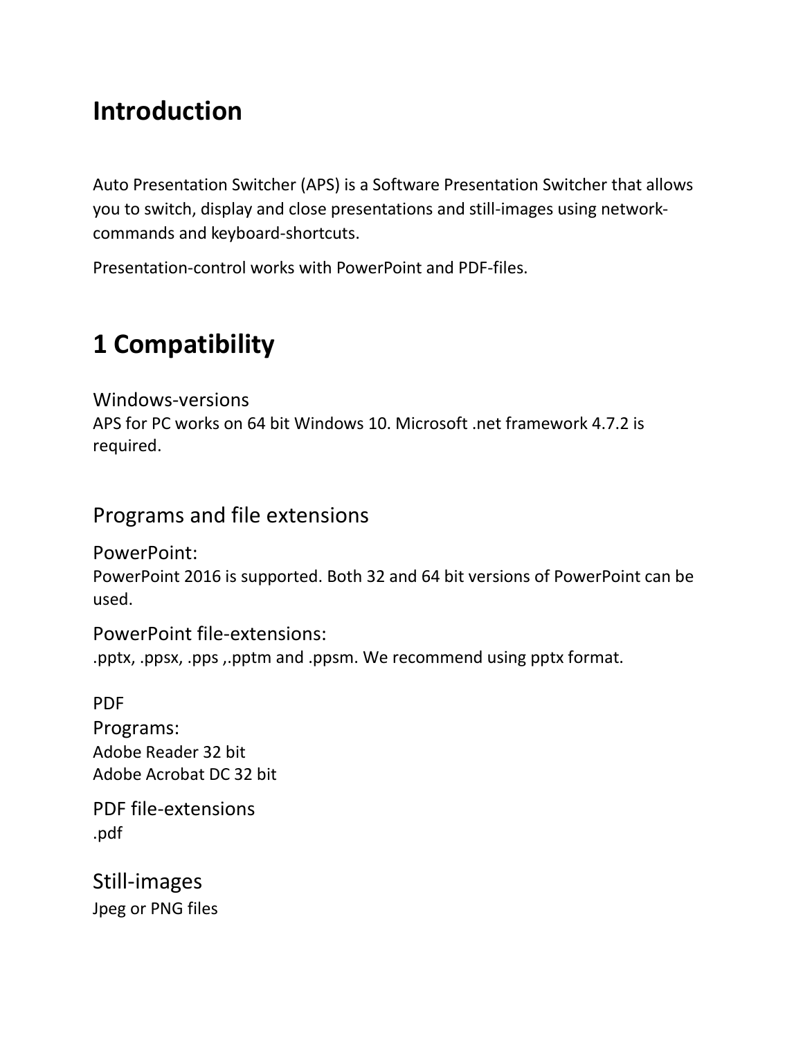# Introduction

Auto Presentation Switcher (APS) is a Software Presentation Switcher that allows you to switch, display and close presentations and still-images using network-commands and keyboard-shortcuts.

Presentation-control works with PowerPoint and PDF-files.

# 1 Compatibility

### Windows-versions

APS for PC works on 64 bit Windows 10. Microsoft .net framework 4.7.2 is required.

## Programs and file extensions

### PowerPoint:

PowerPoint 2016 is supported. Both 32 and 64 bit versions of PowerPoint can be used.

### PowerPoint file-extensions:

.pptx, .ppsx, .pps ,.pptm and .ppsm. We recommend using pptx format.

### PDF

### Programs:

Adobe Reader 32 bit
Adobe Acrobat DC 32 bit

### PDF file-extensions

.pdf

### Still-images

Jpeg or PNG files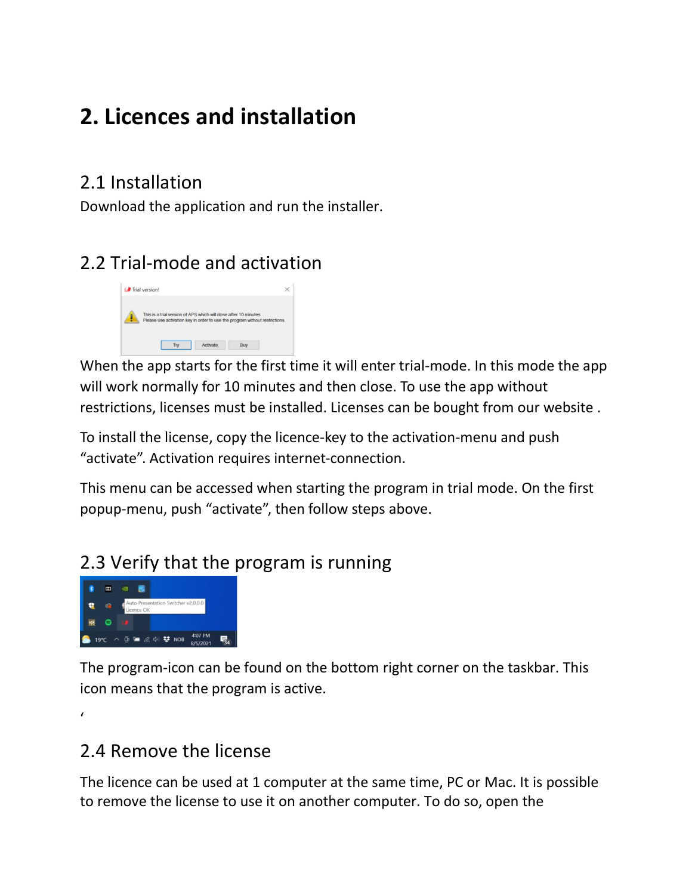# 2. Licences and installation

## 2.1 Installation

Download the application and run the installer.

## 2.2 Trial-mode and activation

When the app starts for the first time it will enter trial-mode. In this mode the app will work normally for 10 minutes and then close. To use the app without restrictions, licenses must be installed. Licenses can be bought from our website .

To install the license, copy the licence-key to the activation-menu and push "activate". Activation requires internet-connection.

This menu can be accessed when starting the program in trial mode. On the first popup-menu, push "activate", then follow steps above.

## 2.3 Verify that the program is running

The program-icon can be found on the bottom right corner on the taskbar. This icon means that the program is active.

'

## 2.4 Remove the license

The licence can be used at 1 computer at the same time, PC or Mac. It is possible to remove the license to use it on another computer. To do so, open the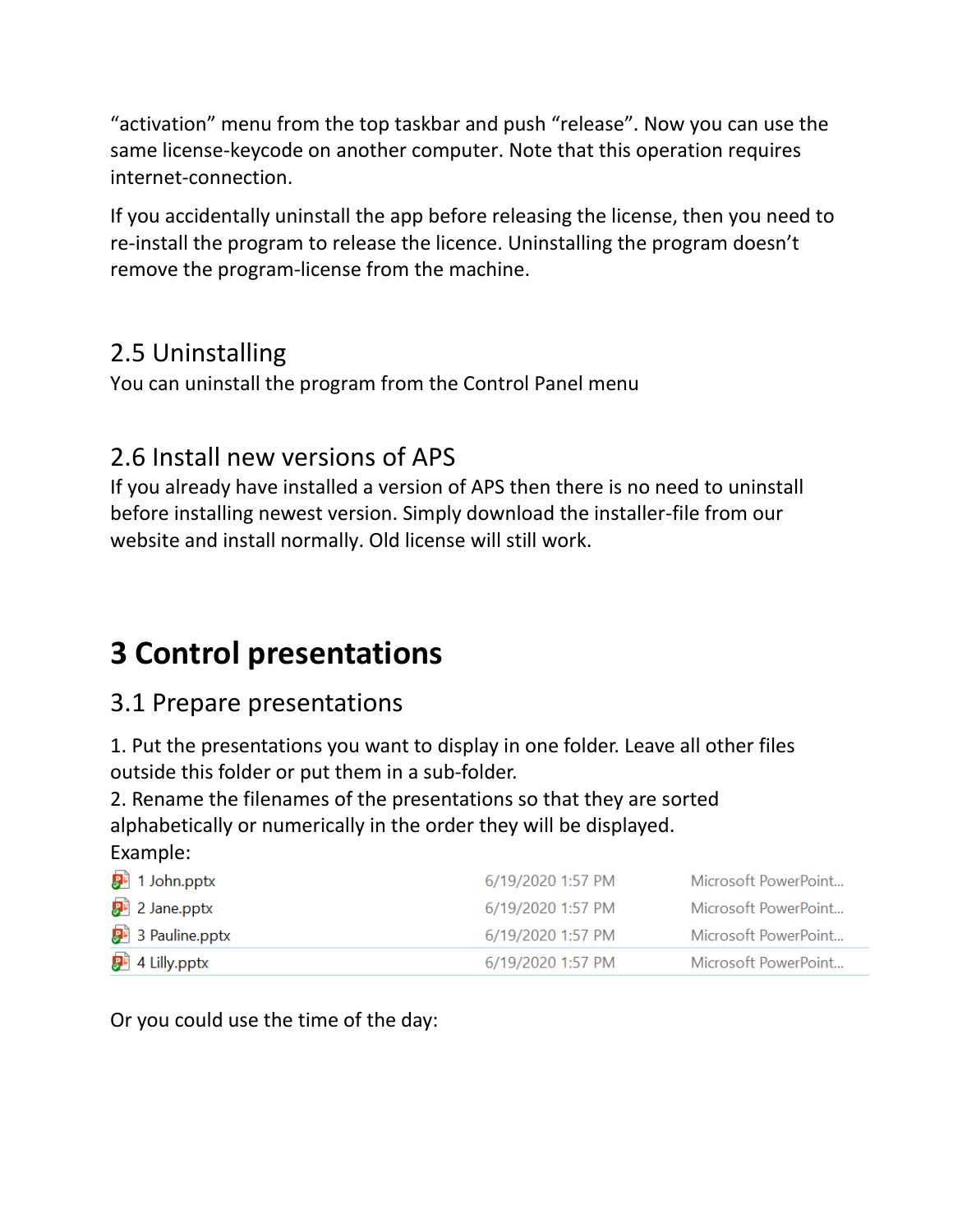"activation" menu from the top taskbar and push "release". Now you can use the same license-keycode on another computer. Note that this operation requires internet-connection.

If you accidentally uninstall the app before releasing the license, then you need to re-install the program to release the licence. Uninstalling the program doesn't remove the program-license from the machine.

## 2.5 Uninstalling

You can uninstall the program from the Control Panel menu

## 2.6 Install new versions of APS

If you already have installed a version of APS then there is no need to uninstall before installing newest version. Simply download the installer-file from our website and install normally. Old license will still work.

# 3 Control presentations

## 3.1 Prepare presentations

1. Put the presentations you want to display in one folder. Leave all other files outside this folder or put them in a sub-folder.
2. Rename the filenames of the presentations so that they are sorted alphabetically or numerically in the order they will be displayed.

Example:

| | | |
|---|---|---|
| 1 John.pptx | 6/19/2020 1:57 PM | Microsoft PowerPoint... |
| 2 Jane.pptx | 6/19/2020 1:57 PM | Microsoft PowerPoint... |
| 3 Pauline.pptx | 6/19/2020 1:57 PM | Microsoft PowerPoint... |
| 4 Lilly.pptx | 6/19/2020 1:57 PM | Microsoft PowerPoint... |

Or you could use the time of the day: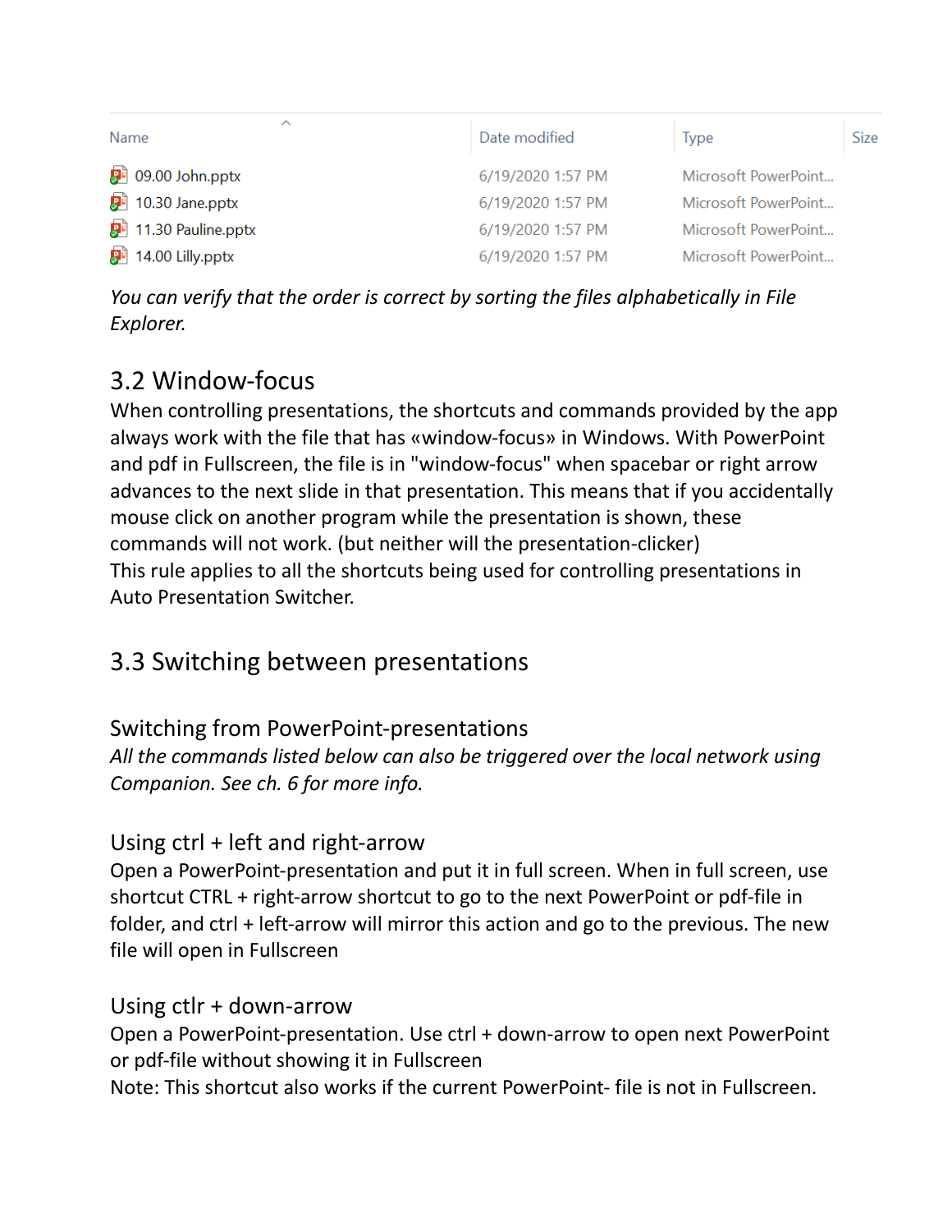| Name | Date modified | Type | Size |
| --- | --- | --- | --- |
| 09.00 John.pptx | 6/19/2020 1:57 PM | Microsoft PowerPoint... | |
| 10.30 Jane.pptx | 6/19/2020 1:57 PM | Microsoft PowerPoint... | |
| 11.30 Pauline.pptx | 6/19/2020 1:57 PM | Microsoft PowerPoint... | |
| 14.00 Lilly.pptx | 6/19/2020 1:57 PM | Microsoft PowerPoint... | |

*You can verify that the order is correct by sorting the files alphabetically in File Explorer.*

## 3.2 Window-focus

When controlling presentations, the shortcuts and commands provided by the app always work with the file that has «window-focus» in Windows. With PowerPoint and pdf in Fullscreen, the file is in "window-focus" when spacebar or right arrow advances to the next slide in that presentation. This means that if you accidentally mouse click on another program while the presentation is shown, these commands will not work. (but neither will the presentation-clicker)
This rule applies to all the shortcuts being used for controlling presentations in Auto Presentation Switcher.

## 3.3 Switching between presentations

### Switching from PowerPoint-presentations

*All the commands listed below can also be triggered over the local network using Companion. See ch. 6 for more info.*

### Using ctrl + left and right-arrow

Open a PowerPoint-presentation and put it in full screen. When in full screen, use shortcut CTRL + right-arrow shortcut to go to the next PowerPoint or pdf-file in folder, and ctrl + left-arrow will mirror this action and go to the previous. The new file will open in Fullscreen

### Using ctlr + down-arrow

Open a PowerPoint-presentation. Use ctrl + down-arrow to open next PowerPoint or pdf-file without showing it in Fullscreen
Note: This shortcut also works if the current PowerPoint- file is not in Fullscreen.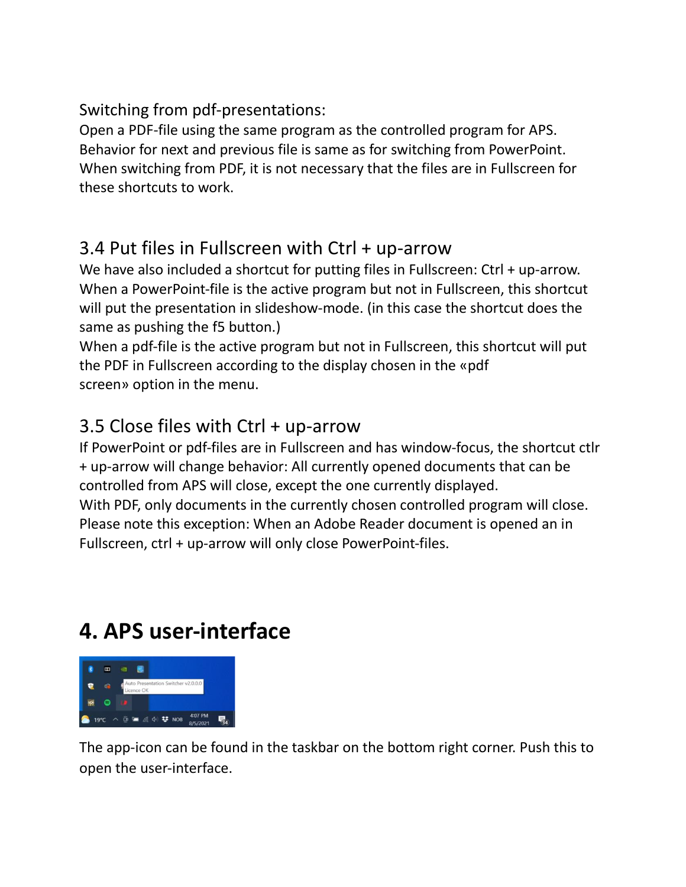Switching from pdf-presentations:
Open a PDF-file using the same program as the controlled program for APS. Behavior for next and previous file is same as for switching from PowerPoint. When switching from PDF, it is not necessary that the files are in Fullscreen for these shortcuts to work.

### 3.4 Put files in Fullscreen with Ctrl + up-arrow

We have also included a shortcut for putting files in Fullscreen: Ctrl + up-arrow. When a PowerPoint-file is the active program but not in Fullscreen, this shortcut will put the presentation in slideshow-mode. (in this case the shortcut does the same as pushing the f5 button.)
When a pdf-file is the active program but not in Fullscreen, this shortcut will put the PDF in Fullscreen according to the display chosen in the «pdf screen» option in the menu.

### 3.5 Close files with Ctrl + up-arrow

If PowerPoint or pdf-files are in Fullscreen and has window-focus, the shortcut ctlr + up-arrow will change behavior: All currently opened documents that can be controlled from APS will close, except the one currently displayed.
With PDF, only documents in the currently chosen controlled program will close.
Please note this exception: When an Adobe Reader document is opened an in Fullscreen, ctrl + up-arrow will only close PowerPoint-files.

## 4. APS user-interface

The app-icon can be found in the taskbar on the bottom right corner. Push this to open the user-interface.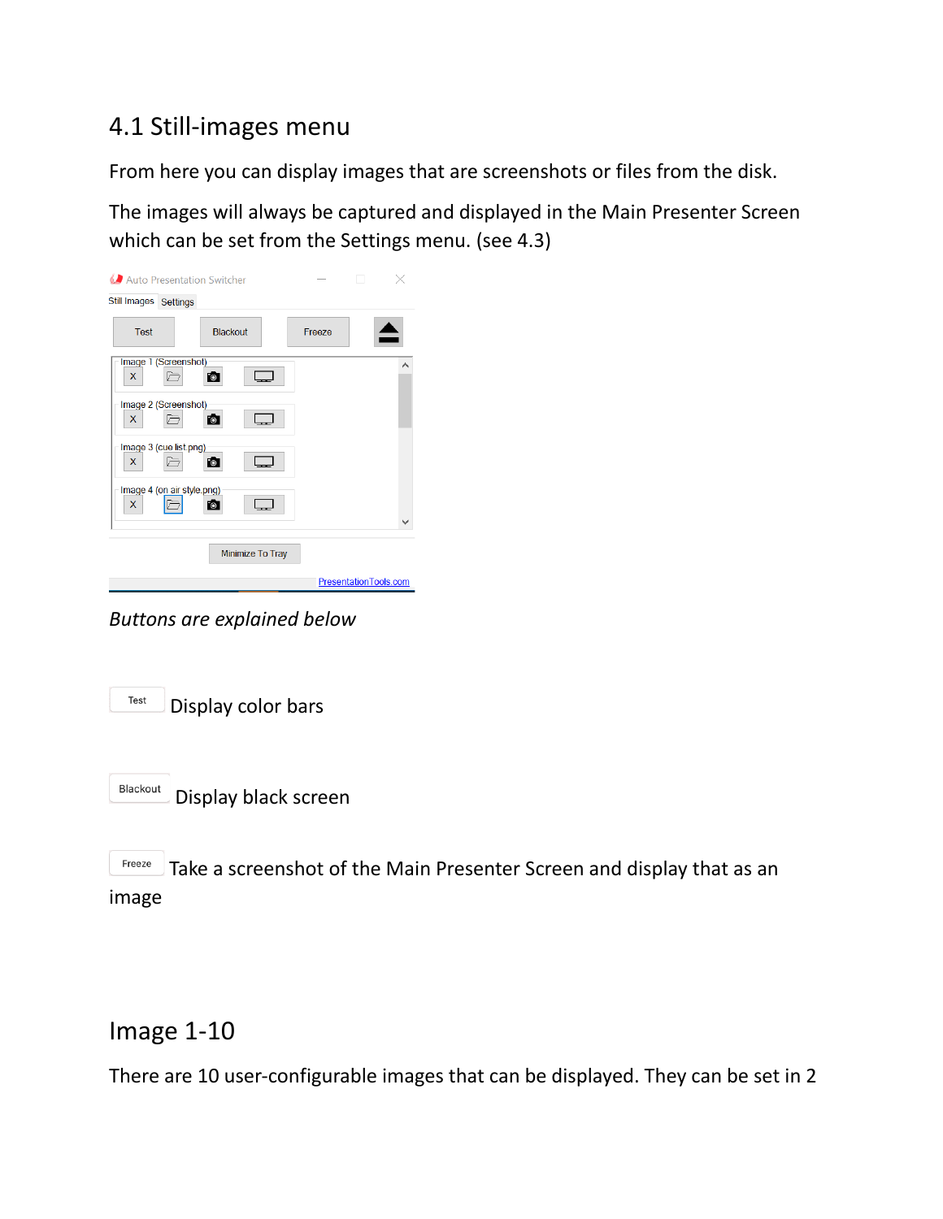## 4.1 Still-images menu

From here you can display images that are screenshots or files from the disk.

The images will always be captured and displayed in the Main Presenter Screen which can be set from the Settings menu. (see 4.3)

*Buttons are explained below*

Test Display color bars

Blackout Display black screen

Freeze Take a screenshot of the Main Presenter Screen and display that as an image

## Image 1-10

There are 10 user-configurable images that can be displayed. They can be set in 2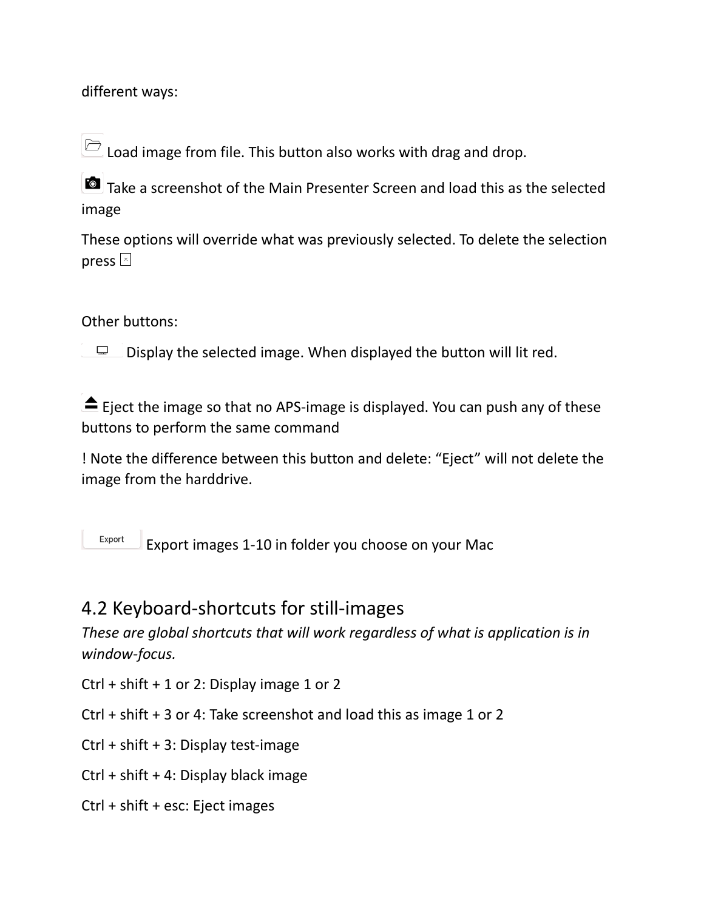different ways:

Load image from file. This button also works with drag and drop.

Take a screenshot of the Main Presenter Screen and load this as the selected image

These options will override what was previously selected. To delete the selection press

Other buttons:

Display the selected image. When displayed the button will lit red.

Eject the image so that no APS-image is displayed. You can push any of these buttons to perform the same command

! Note the difference between this button and delete: “Eject” will not delete the image from the harddrive.

Export Export images 1-10 in folder you choose on your Mac

## 4.2 Keyboard-shortcuts for still-images

*These are global shortcuts that will work regardless of what is application is in window-focus.*

Ctrl + shift + 1 or 2: Display image 1 or 2

Ctrl + shift + 3 or 4: Take screenshot and load this as image 1 or 2

Ctrl + shift + 3: Display test-image

Ctrl + shift + 4: Display black image

Ctrl + shift + esc: Eject images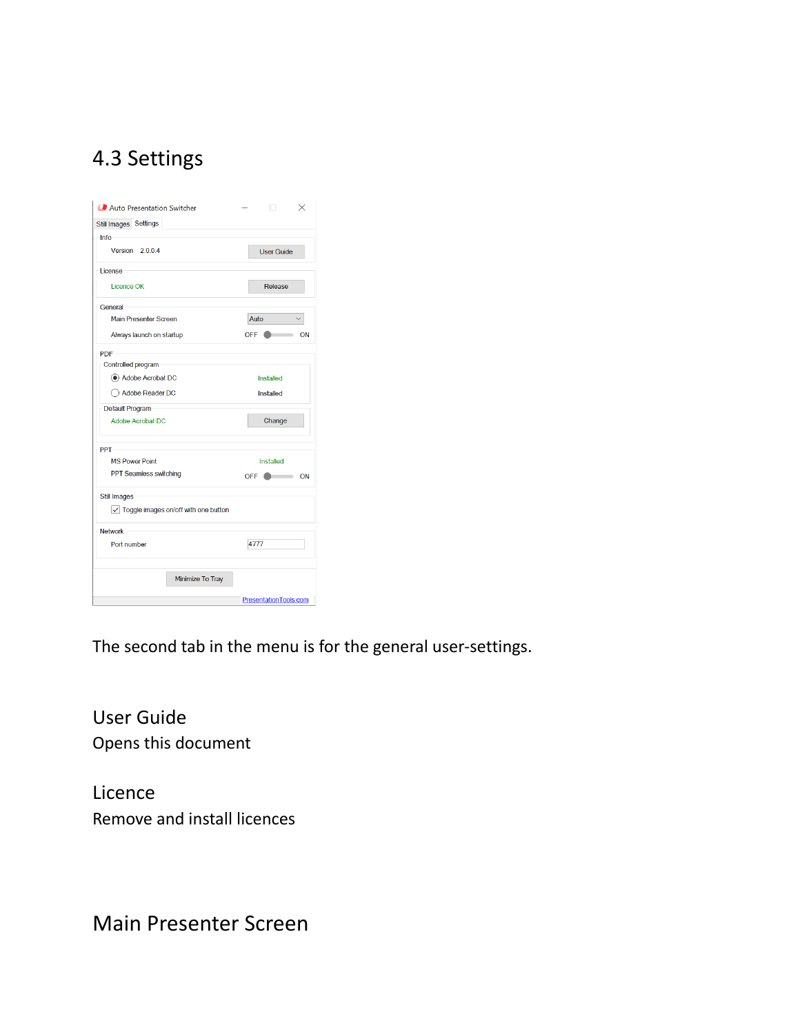## 4.3 Settings

The second tab in the menu is for the general user-settings.

### User Guide

Opens this document

### Licence

Remove and install licences

### Main Presenter Screen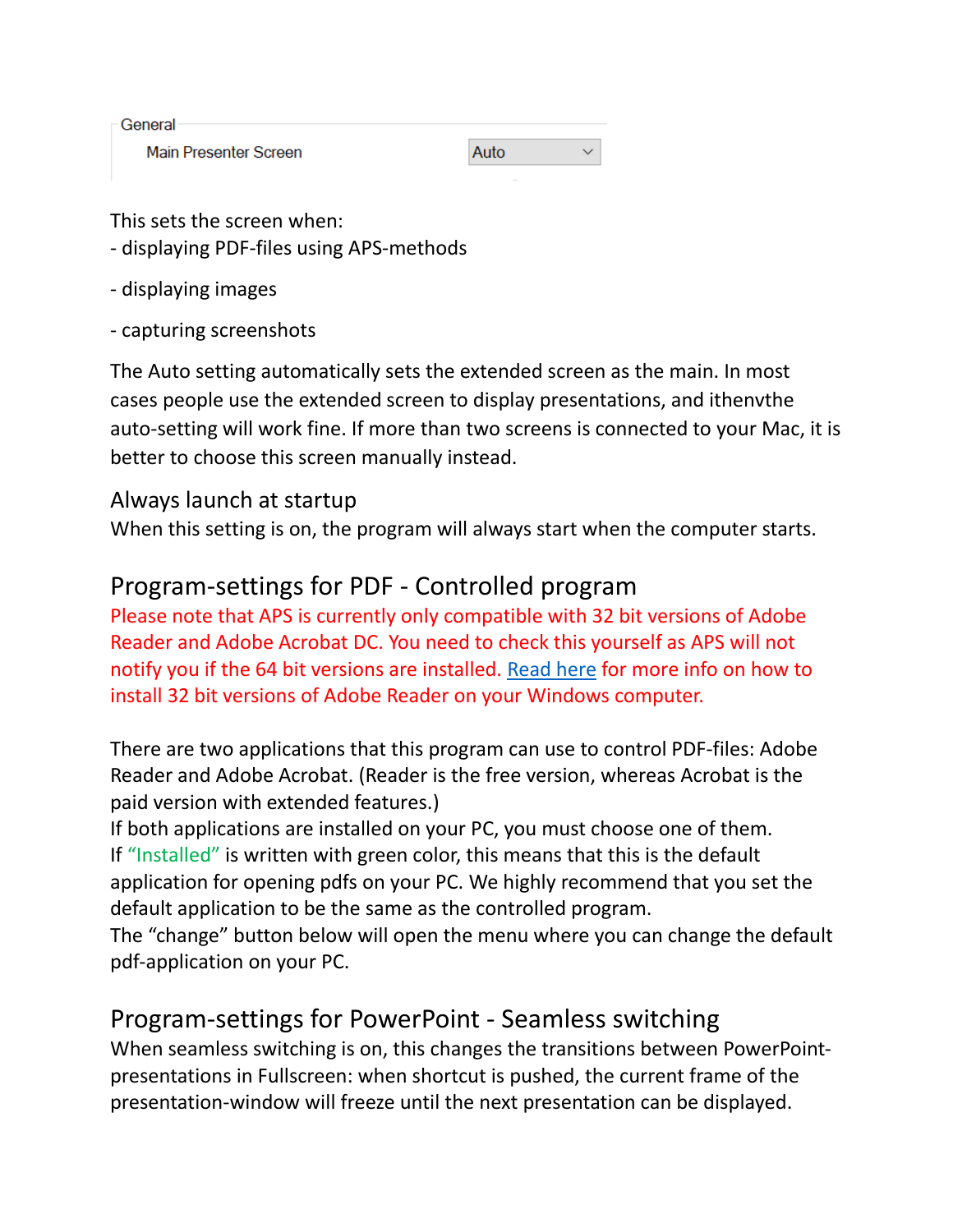General

Main Presenter Screen — Auto

This sets the screen when:
- displaying PDF-files using APS-methods
- displaying images
- capturing screenshots

The Auto setting automatically sets the extended screen as the main. In most cases people use the extended screen to display presentations, and ithenvthe auto-setting will work fine. If more than two screens is connected to your Mac, it is better to choose this screen manually instead.

### Always launch at startup

When this setting is on, the program will always start when the computer starts.

## Program-settings for PDF - Controlled program

Please note that APS is currently only compatible with 32 bit versions of Adobe Reader and Adobe Acrobat DC. You need to check this yourself as APS will not notify you if the 64 bit versions are installed. Read here for more info on how to install 32 bit versions of Adobe Reader on your Windows computer.

There are two applications that this program can use to control PDF-files: Adobe Reader and Adobe Acrobat. (Reader is the free version, whereas Acrobat is the paid version with extended features.)
If both applications are installed on your PC, you must choose one of them.
If "Installed" is written with green color, this means that this is the default application for opening pdfs on your PC. We highly recommend that you set the default application to be the same as the controlled program.
The "change" button below will open the menu where you can change the default pdf-application on your PC.

## Program-settings for PowerPoint - Seamless switching

When seamless switching is on, this changes the transitions between PowerPoint-presentations in Fullscreen: when shortcut is pushed, the current frame of the presentation-window will freeze until the next presentation can be displayed.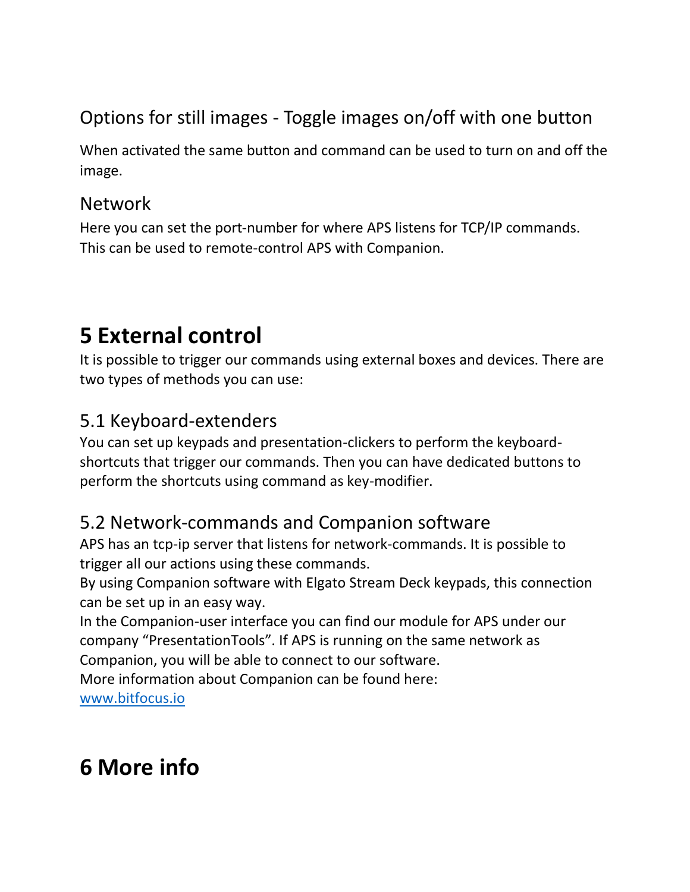### Options for still images - Toggle images on/off with one button

When activated the same button and command can be used to turn on and off the image.

### Network

Here you can set the port-number for where APS listens for TCP/IP commands. This can be used to remote-control APS with Companion.

# 5 External control

It is possible to trigger our commands using external boxes and devices. There are two types of methods you can use:

## 5.1 Keyboard-extenders

You can set up keypads and presentation-clickers to perform the keyboard-shortcuts that trigger our commands. Then you can have dedicated buttons to perform the shortcuts using command as key-modifier.

## 5.2 Network-commands and Companion software

APS has an tcp-ip server that listens for network-commands. It is possible to trigger all our actions using these commands.

By using Companion software with Elgato Stream Deck keypads, this connection can be set up in an easy way.

In the Companion-user interface you can find our module for APS under our company "PresentationTools". If APS is running on the same network as Companion, you will be able to connect to our software.

More information about Companion can be found here:

[www.bitfocus.io](http://www.bitfocus.io)

# 6 More info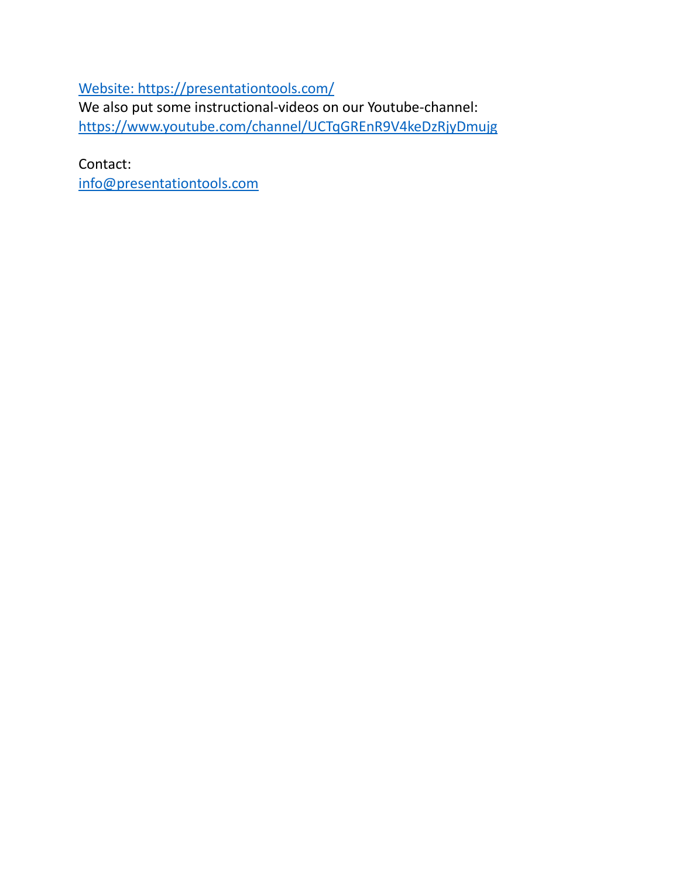[Website: https://presentationtools.com/](https://presentationtools.com/)
We also put some instructional-videos on our Youtube-channel:
[https://www.youtube.com/channel/UCTqGREnR9V4keDzRjyDmujg](https://www.youtube.com/channel/UCTqGREnR9V4keDzRjyDmujg)

Contact:
[info@presentationtools.com](mailto:info@presentationtools.com)